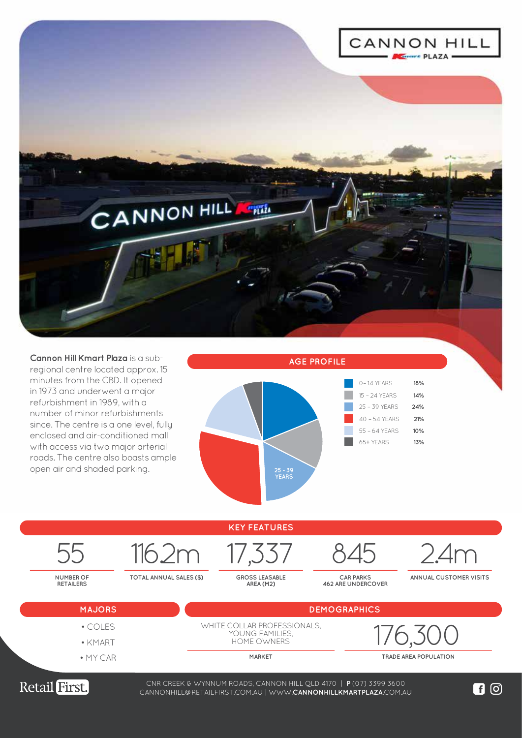# CANNON HILL Kmart PLAZA

**Cannon Hill Kmart Plaza** is a sub-regional centre located approx. 15 minutes from the CBD. It opened in 1973 and underwent a major refurbishment in 1989, with a number of minor refurbishments since. The centre is a one level, fully enclosed and air-conditioned mall with access via two major arterial roads. The centre also boasts ample open air and shaded parking.

## AGE PROFILE

| Age | % |
|---|---|
| 0 – 14 YEARS | 18% |
| 15 – 24 YEARS | 14% |
| 25 – 39 YEARS | 24% |
| 40 – 54 YEARS | 21% |
| 55 – 64 YEARS | 10% |
| 65+ YEARS | 13% |

## KEY FEATURES

| 55 | 116.2m | 17,337 | 845 | 2.4m |
|---|---|---|---|---|
| NUMBER OF RETAILERS | TOTAL ANNUAL SALES ($) | GROSS LEASABLE AREA (M2) | CAR PARKS 462 ARE UNDERCOVER | ANNUAL CUSTOMER VISITS |

## MAJORS

- COLES
- KMART
- MY CAR

## DEMOGRAPHICS

**MARKET:** WHITE COLLAR PROFESSIONALS, YOUNG FAMILIES, HOME OWNERS

**TRADE AREA POPULATION:** 176,300

Retail First.

CNR CREEK & WYNNUM ROADS, CANNON HILL QLD 4170 | **P** (07) 3399 3600
CANNONHILL@RETAILFIRST.COM.AU | WWW.**CANNONHILLKMARTPLAZA**.COM.AU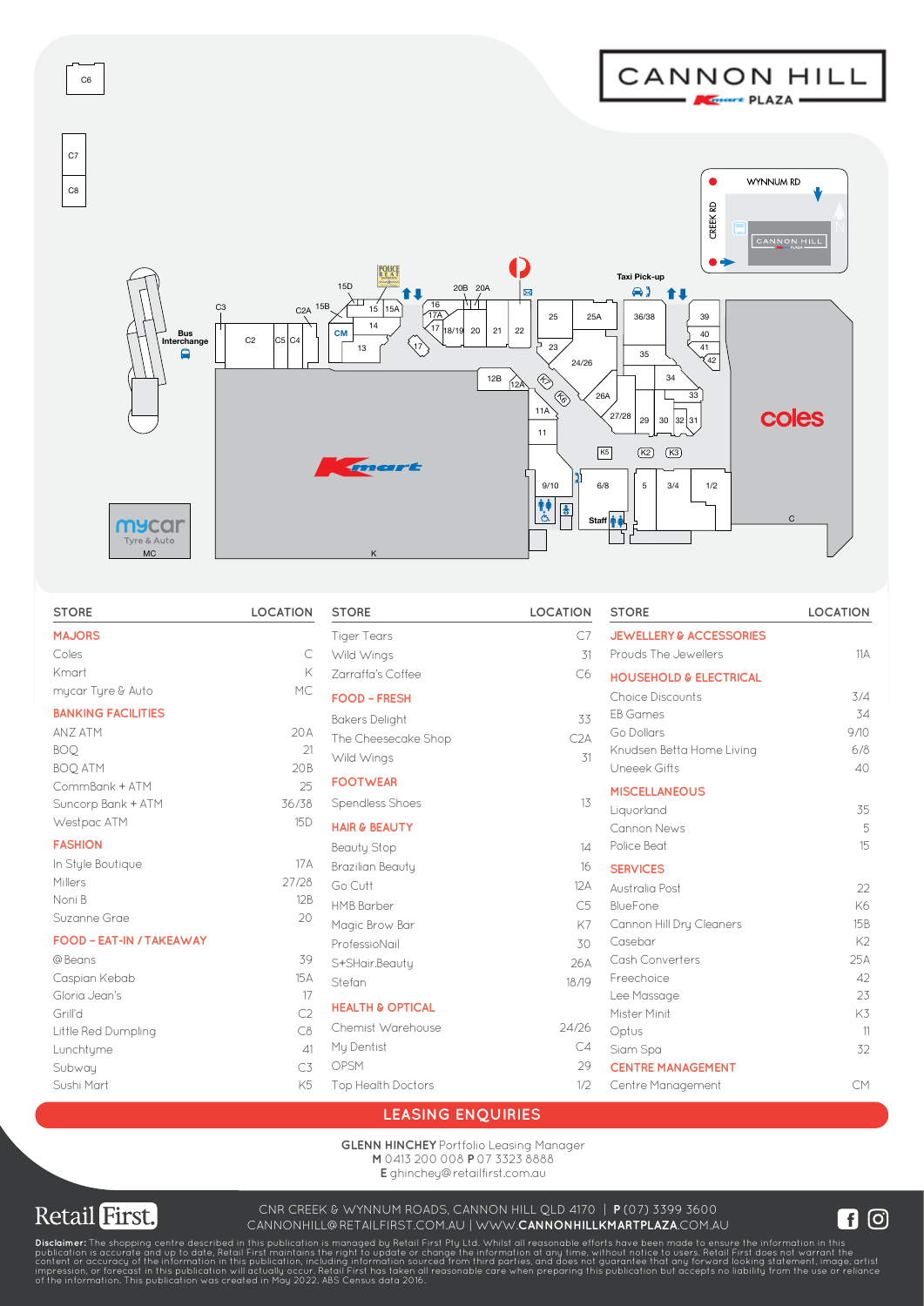# CANNON HILL Kmart PLAZA

| STORE | LOCATION |
|---|---|
| **MAJORS** | |
| Coles | C |
| Kmart | K |
| mycar Tyre & Auto | MC |
| **BANKING FACILITIES** | |
| ANZ ATM | 20A |
| BOQ | 21 |
| BOQ ATM | 20B |
| CommBank + ATM | 25 |
| Suncorp Bank + ATM | 36/38 |
| Westpac ATM | 15D |
| **FASHION** | |
| In Style Boutique | 17A |
| Millers | 27/28 |
| Noni B | 12B |
| Suzanne Grae | 20 |
| **FOOD – EAT-IN / TAKEAWAY** | |
| @Beans | 39 |
| Caspian Kebab | 15A |
| Gloria Jean's | 17 |
| Grill'd | C2 |
| Little Red Dumpling | C8 |
| Lunchtyme | 41 |
| Subway | C3 |
| Sushi Mart | K5 |
| Tiger Tears | C7 |
| Wild Wings | 31 |
| Zarraffa's Coffee | C6 |
| **FOOD – FRESH** | |
| Bakers Delight | 33 |
| The Cheesecake Shop | C2A |
| Wild Wings | 31 |
| **FOOTWEAR** | |
| Spendless Shoes | 13 |
| **HAIR & BEAUTY** | |
| Beauty Stop | 14 |
| Brazilian Beauty | 16 |
| Go Cutt | 12A |
| HMB Barber | C5 |
| Magic Brow Bar | K7 |
| ProfessioNail | 30 |
| S+SHair.Beauty | 26A |
| Stefan | 18/19 |
| **HEALTH & OPTICAL** | |
| Chemist Warehouse | 24/26 |
| My Dentist | C4 |
| OPSM | 29 |
| Top Health Doctors | 1/2 |
| **JEWELLERY & ACCESSORIES** | |
| Prouds The Jewellers | 11A |
| **HOUSEHOLD & ELECTRICAL** | |
| Choice Discounts | 3/4 |
| EB Games | 34 |
| Go Dollars | 9/10 |
| Knudsen Betta Home Living | 6/8 |
| Uneeek Gifts | 40 |
| **MISCELLANEOUS** | |
| Liquorland | 35 |
| Cannon News | 5 |
| Police Beat | 15 |
| **SERVICES** | |
| Australia Post | 22 |
| BlueFone | K6 |
| Cannon Hill Dry Cleaners | 15B |
| Casebar | K2 |
| Cash Converters | 25A |
| Freechoice | 42 |
| Lee Massage | 23 |
| Mister Minit | K3 |
| Optus | 11 |
| Siam Spa | 32 |
| **CENTRE MANAGEMENT** | |
| Centre Management | CM |

## LEASING ENQUIRIES

**GLENN HINCHEY** Portfolio Leasing Manager
**M** 0413 200 008 **P** 07 3323 8888
**E** ghinchey@retailfirst.com.au

Retail First.

CNR CREEK & WYNNUM ROADS, CANNON HILL QLD 4170 | **P** (07) 3399 3600
CANNONHILL@RETAILFIRST.COM.AU | WWW.**CANNONHILLKMARTPLAZA**.COM.AU

**Disclaimer:** The shopping centre described in this publication is managed by Retail First Pty Ltd. Whilst all reasonable efforts have been made to ensure the information in this publication is accurate and up to date, Retail First maintains the right to update or change the information at any time, without notice to users. Retail First does not warrant the content or accuracy of the information in this publication, including information sourced from third parties, and does not guarantee that any forward looking statement, image, artist impression, or forecast in this publication will actually occur. Retail First has taken all reasonable care when preparing this publication but accepts no liability from the use or reliance of the information. This publication was created in May 2022. ABS Census data 2016.